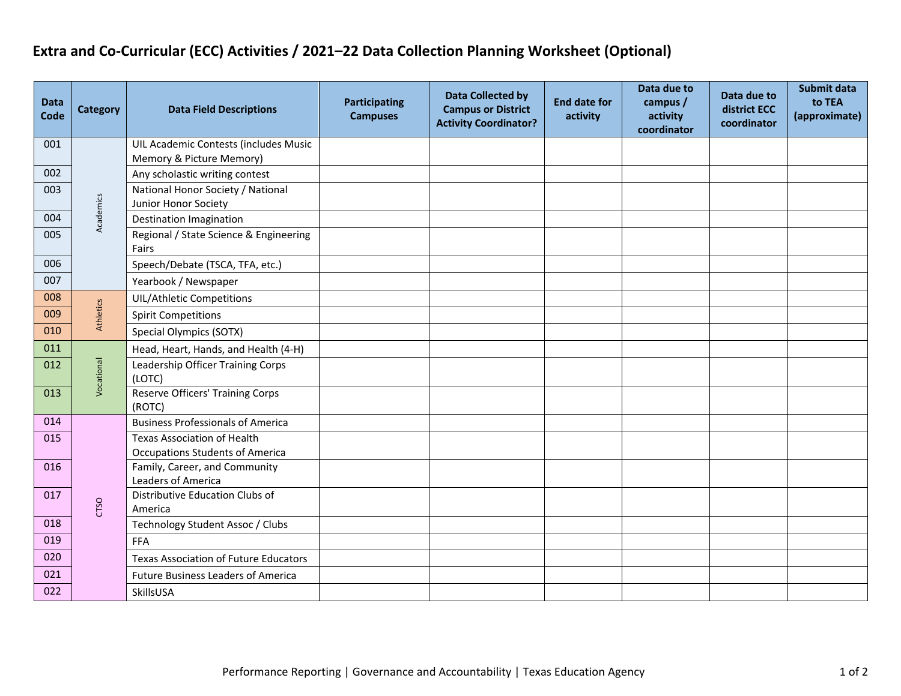# Extra and Co-Curricular (ECC) Activities / 2021–22 Data Collection Planning Worksheet (Optional)

| Data Code | Category | Data Field Descriptions | Participating Campuses | Data Collected by Campus or District Activity Coordinator? | End date for activity | Data due to campus / activity coordinator | Data due to district ECC coordinator | Submit data to TEA (approximate) |
|---|---|---|---|---|---|---|---|---|
| 001 | Academics | UIL Academic Contests (includes Music Memory & Picture Memory) | | | | | | |
| 002 | Academics | Any scholastic writing contest | | | | | | |
| 003 | Academics | National Honor Society / National Junior Honor Society | | | | | | |
| 004 | Academics | Destination Imagination | | | | | | |
| 005 | Academics | Regional / State Science & Engineering Fairs | | | | | | |
| 006 | Academics | Speech/Debate (TSCA, TFA, etc.) | | | | | | |
| 007 | Academics | Yearbook / Newspaper | | | | | | |
| 008 | Athletics | UIL/Athletic Competitions | | | | | | |
| 009 | Athletics | Spirit Competitions | | | | | | |
| 010 | Athletics | Special Olympics (SOTX) | | | | | | |
| 011 | Vocational | Head, Heart, Hands, and Health (4-H) | | | | | | |
| 012 | Vocational | Leadership Officer Training Corps (LOTC) | | | | | | |
| 013 | Vocational | Reserve Officers' Training Corps (ROTC) | | | | | | |
| 014 | CTSO | Business Professionals of America | | | | | | |
| 015 | CTSO | Texas Association of Health Occupations Students of America | | | | | | |
| 016 | CTSO | Family, Career, and Community Leaders of America | | | | | | |
| 017 | CTSO | Distributive Education Clubs of America | | | | | | |
| 018 | CTSO | Technology Student Assoc / Clubs | | | | | | |
| 019 | CTSO | FFA | | | | | | |
| 020 | CTSO | Texas Association of Future Educators | | | | | | |
| 021 | CTSO | Future Business Leaders of America | | | | | | |
| 022 | CTSO | SkillsUSA | | | | | | |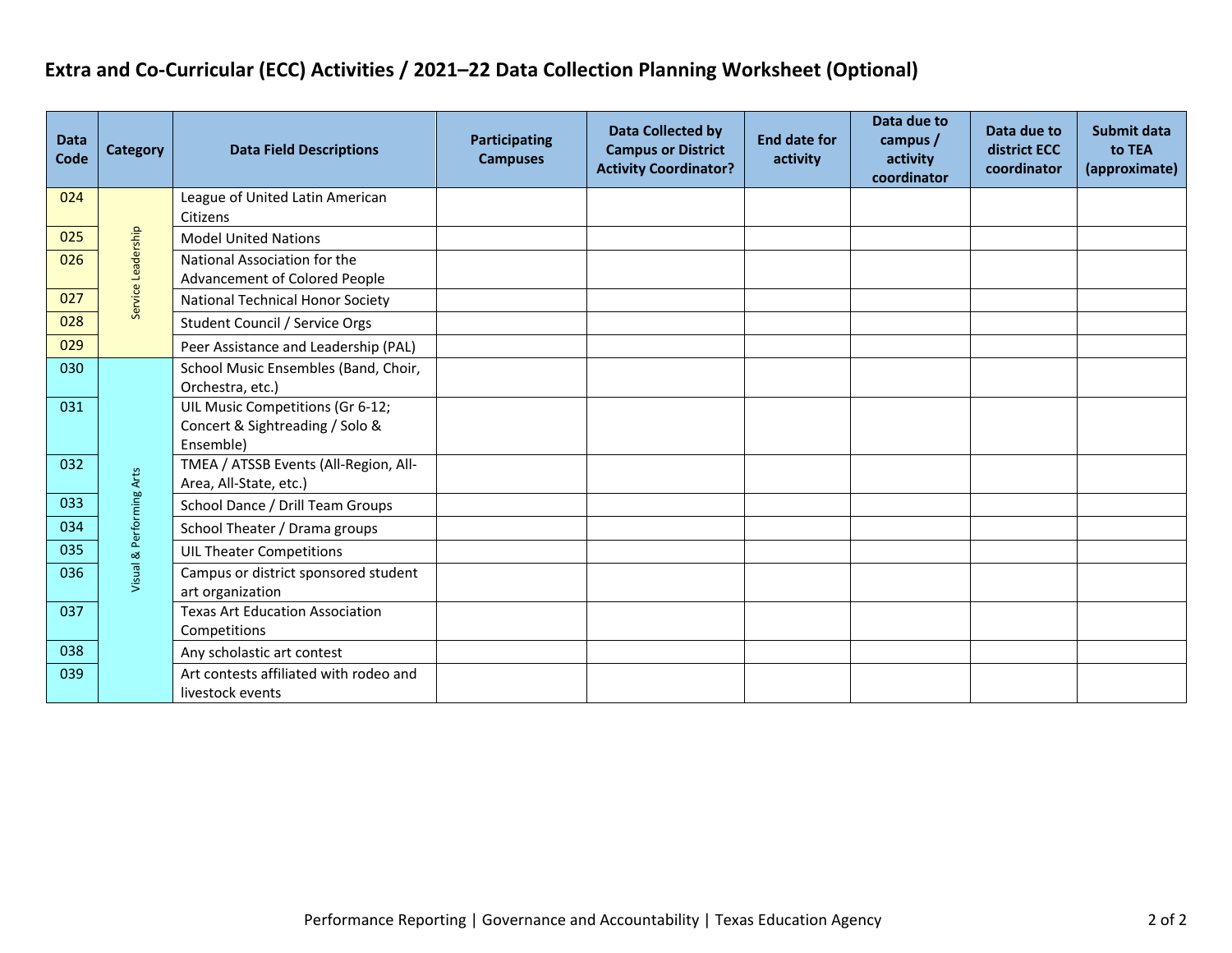# Extra and Co-Curricular (ECC) Activities / 2021–22 Data Collection Planning Worksheet (Optional)

| Data Code | Category | Data Field Descriptions | Participating Campuses | Data Collected by Campus or District Activity Coordinator? | End date for activity | Data due to campus / activity coordinator | Data due to district ECC coordinator | Submit data to TEA (approximate) |
|---|---|---|---|---|---|---|---|---|
| 024 | Service Leadership | League of United Latin American Citizens | | | | | | |
| 025 | Service Leadership | Model United Nations | | | | | | |
| 026 | Service Leadership | National Association for the Advancement of Colored People | | | | | | |
| 027 | Service Leadership | National Technical Honor Society | | | | | | |
| 028 | Service Leadership | Student Council / Service Orgs | | | | | | |
| 029 | Service Leadership | Peer Assistance and Leadership (PAL) | | | | | | |
| 030 | Visual & Performing Arts | School Music Ensembles (Band, Choir, Orchestra, etc.) | | | | | | |
| 031 | Visual & Performing Arts | UIL Music Competitions (Gr 6-12; Concert & Sightreading / Solo & Ensemble) | | | | | | |
| 032 | Visual & Performing Arts | TMEA / ATSSB Events (All-Region, All-Area, All-State, etc.) | | | | | | |
| 033 | Visual & Performing Arts | School Dance / Drill Team Groups | | | | | | |
| 034 | Visual & Performing Arts | School Theater / Drama groups | | | | | | |
| 035 | Visual & Performing Arts | UIL Theater Competitions | | | | | | |
| 036 | Visual & Performing Arts | Campus or district sponsored student art organization | | | | | | |
| 037 | Visual & Performing Arts | Texas Art Education Association Competitions | | | | | | |
| 038 | Visual & Performing Arts | Any scholastic art contest | | | | | | |
| 039 | Visual & Performing Arts | Art contests affiliated with rodeo and livestock events | | | | | | |